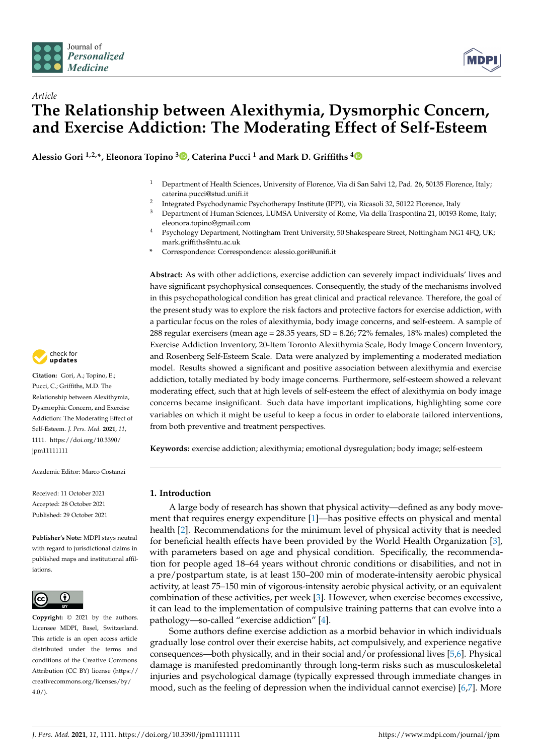*Article*

# The Relationship between Alexithymia, Dysmorphic Concern, and Exercise Addiction: The Moderating Effect of Self-Esteem

**Alessio Gori [1,2,*], Eleonora Topino [3], Caterina Pucci [1] and Mark D. Griffiths [4]**

[1] Department of Health Sciences, University of Florence, Via di San Salvi 12, Pad. 26, 50135 Florence, Italy; caterina.pucci@stud.unifi.it

[2] Integrated Psychodynamic Psychotherapy Institute (IPPI), via Ricasoli 32, 50122 Florence, Italy

[3] Department of Human Sciences, LUMSA University of Rome, Via della Traspontina 21, 00193 Rome, Italy; eleonora.topino@gmail.com

[4] Psychology Department, Nottingham Trent University, 50 Shakespeare Street, Nottingham NG1 4FQ, UK; mark.griffiths@ntu.ac.uk

[*] Correspondence: Correspondence: alessio.gori@unifi.it

**Citation:** Gori, A.; Topino, E.; Pucci, C.; Griffiths, M.D. The Relationship between Alexithymia, Dysmorphic Concern, and Exercise Addiction: The Moderating Effect of Self-Esteem. *J. Pers. Med.* **2021**, *11*, 1111. https://doi.org/10.3390/jpm11111111

Academic Editor: Marco Costanzi

Received: 11 October 2021
Accepted: 28 October 2021
Published: 29 October 2021

**Publisher's Note:** MDPI stays neutral with regard to jurisdictional claims in published maps and institutional affiliations.

**Copyright:** © 2021 by the authors. Licensee MDPI, Basel, Switzerland. This article is an open access article distributed under the terms and conditions of the Creative Commons Attribution (CC BY) license (https://creativecommons.org/licenses/by/4.0/).

**Abstract:** As with other addictions, exercise addiction can severely impact individuals' lives and have significant psychophysical consequences. Consequently, the study of the mechanisms involved in this psychopathological condition has great clinical and practical relevance. Therefore, the goal of the present study was to explore the risk factors and protective factors for exercise addiction, with a particular focus on the roles of alexithymia, body image concerns, and self-esteem. A sample of 288 regular exercisers (mean age = 28.35 years, SD = 8.26; 72% females, 18% males) completed the Exercise Addiction Inventory, 20-Item Toronto Alexithymia Scale, Body Image Concern Inventory, and Rosenberg Self-Esteem Scale. Data were analyzed by implementing a moderated mediation model. Results showed a significant and positive association between alexithymia and exercise addiction, totally mediated by body image concerns. Furthermore, self-esteem showed a relevant moderating effect, such that at high levels of self-esteem the effect of alexithymia on body image concerns became insignificant. Such data have important implications, highlighting some core variables on which it might be useful to keep a focus in order to elaborate tailored interventions, from both preventive and treatment perspectives.

**Keywords:** exercise addiction; alexithymia; emotional dysregulation; body image; self-esteem

## 1. Introduction

A large body of research has shown that physical activity—defined as any body movement that requires energy expenditure [1]—has positive effects on physical and mental health [2]. Recommendations for the minimum level of physical activity that is needed for beneficial health effects have been provided by the World Health Organization [3], with parameters based on age and physical condition. Specifically, the recommendation for people aged 18–64 years without chronic conditions or disabilities, and not in a pre/postpartum state, is at least 150–200 min of moderate-intensity aerobic physical activity, at least 75–150 min of vigorous-intensity aerobic physical activity, or an equivalent combination of these activities, per week [3]. However, when exercise becomes excessive, it can lead to the implementation of compulsive training patterns that can evolve into a pathology—so-called "exercise addiction" [4].

Some authors define exercise addiction as a morbid behavior in which individuals gradually lose control over their exercise habits, act compulsively, and experience negative consequences—both physically, and in their social and/or professional lives [5,6]. Physical damage is manifested predominantly through long-term risks such as musculoskeletal injuries and psychological damage (typically expressed through immediate changes in mood, such as the feeling of depression when the individual cannot exercise) [6,7]. More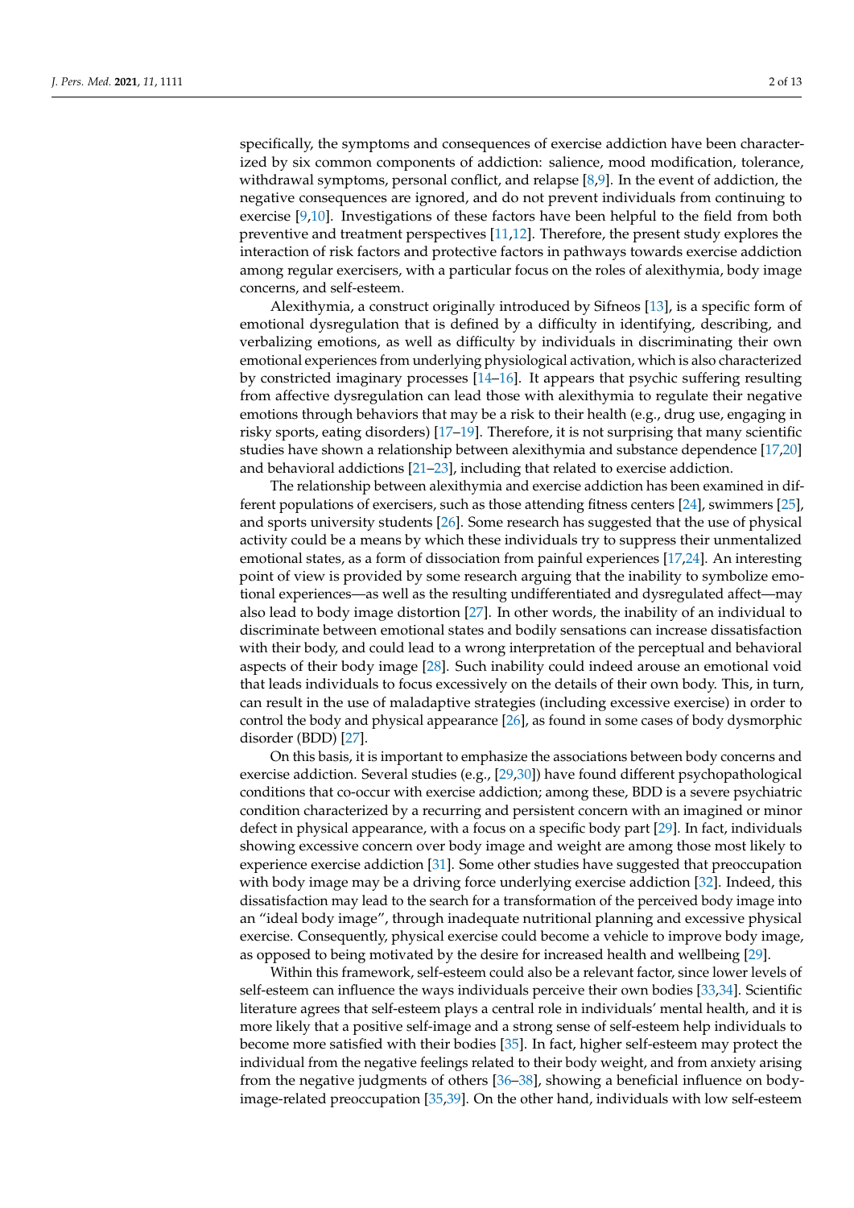specifically, the symptoms and consequences of exercise addiction have been characterized by six common components of addiction: salience, mood modification, tolerance, withdrawal symptoms, personal conflict, and relapse [8,9]. In the event of addiction, the negative consequences are ignored, and do not prevent individuals from continuing to exercise [9,10]. Investigations of these factors have been helpful to the field from both preventive and treatment perspectives [11,12]. Therefore, the present study explores the interaction of risk factors and protective factors in pathways towards exercise addiction among regular exercisers, with a particular focus on the roles of alexithymia, body image concerns, and self-esteem.

Alexithymia, a construct originally introduced by Sifneos [13], is a specific form of emotional dysregulation that is defined by a difficulty in identifying, describing, and verbalizing emotions, as well as difficulty by individuals in discriminating their own emotional experiences from underlying physiological activation, which is also characterized by constricted imaginary processes [14–16]. It appears that psychic suffering resulting from affective dysregulation can lead those with alexithymia to regulate their negative emotions through behaviors that may be a risk to their health (e.g., drug use, engaging in risky sports, eating disorders) [17–19]. Therefore, it is not surprising that many scientific studies have shown a relationship between alexithymia and substance dependence [17,20] and behavioral addictions [21–23], including that related to exercise addiction.

The relationship between alexithymia and exercise addiction has been examined in different populations of exercisers, such as those attending fitness centers [24], swimmers [25], and sports university students [26]. Some research has suggested that the use of physical activity could be a means by which these individuals try to suppress their unmentalized emotional states, as a form of dissociation from painful experiences [17,24]. An interesting point of view is provided by some research arguing that the inability to symbolize emotional experiences—as well as the resulting undifferentiated and dysregulated affect—may also lead to body image distortion [27]. In other words, the inability of an individual to discriminate between emotional states and bodily sensations can increase dissatisfaction with their body, and could lead to a wrong interpretation of the perceptual and behavioral aspects of their body image [28]. Such inability could indeed arouse an emotional void that leads individuals to focus excessively on the details of their own body. This, in turn, can result in the use of maladaptive strategies (including excessive exercise) in order to control the body and physical appearance [26], as found in some cases of body dysmorphic disorder (BDD) [27].

On this basis, it is important to emphasize the associations between body concerns and exercise addiction. Several studies (e.g., [29,30]) have found different psychopathological conditions that co-occur with exercise addiction; among these, BDD is a severe psychiatric condition characterized by a recurring and persistent concern with an imagined or minor defect in physical appearance, with a focus on a specific body part [29]. In fact, individuals showing excessive concern over body image and weight are among those most likely to experience exercise addiction [31]. Some other studies have suggested that preoccupation with body image may be a driving force underlying exercise addiction [32]. Indeed, this dissatisfaction may lead to the search for a transformation of the perceived body image into an "ideal body image", through inadequate nutritional planning and excessive physical exercise. Consequently, physical exercise could become a vehicle to improve body image, as opposed to being motivated by the desire for increased health and wellbeing [29].

Within this framework, self-esteem could also be a relevant factor, since lower levels of self-esteem can influence the ways individuals perceive their own bodies [33,34]. Scientific literature agrees that self-esteem plays a central role in individuals' mental health, and it is more likely that a positive self-image and a strong sense of self-esteem help individuals to become more satisfied with their bodies [35]. In fact, higher self-esteem may protect the individual from the negative feelings related to their body weight, and from anxiety arising from the negative judgments of others [36–38], showing a beneficial influence on body-image-related preoccupation [35,39]. On the other hand, individuals with low self-esteem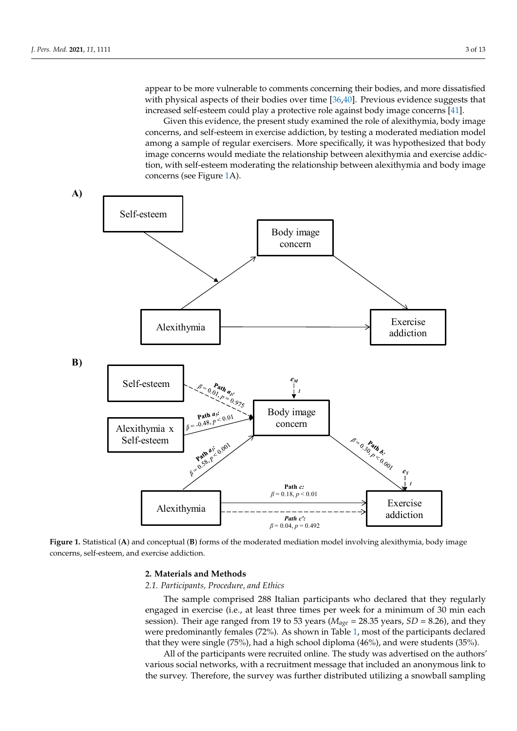appear to be more vulnerable to comments concerning their bodies, and more dissatisfied with physical aspects of their bodies over time [36,40]. Previous evidence suggests that increased self-esteem could play a protective role against body image concerns [41].

Given this evidence, the present study examined the role of alexithymia, body image concerns, and self-esteem in exercise addiction, by testing a moderated mediation model among a sample of regular exercisers. More specifically, it was hypothesized that body image concerns would mediate the relationship between alexithymia and exercise addiction, with self-esteem moderating the relationship between alexithymia and body image concerns (see Figure 1A).

**Figure 1.** Statistical (**A**) and conceptual (**B**) forms of the moderated mediation model involving alexithymia, body image concerns, self-esteem, and exercise addiction.

## 2. Materials and Methods

### 2.1. Participants, Procedure, and Ethics

The sample comprised 288 Italian participants who declared that they regularly engaged in exercise (i.e., at least three times per week for a minimum of 30 min each session). Their age ranged from 19 to 53 years ($M_{age}$ = 28.35 years, $SD$ = 8.26), and they were predominantly females (72%). As shown in Table 1, most of the participants declared that they were single (75%), had a high school diploma (46%), and were students (35%).

All of the participants were recruited online. The study was advertised on the authors' various social networks, with a recruitment message that included an anonymous link to the survey. Therefore, the survey was further distributed utilizing a snowball sampling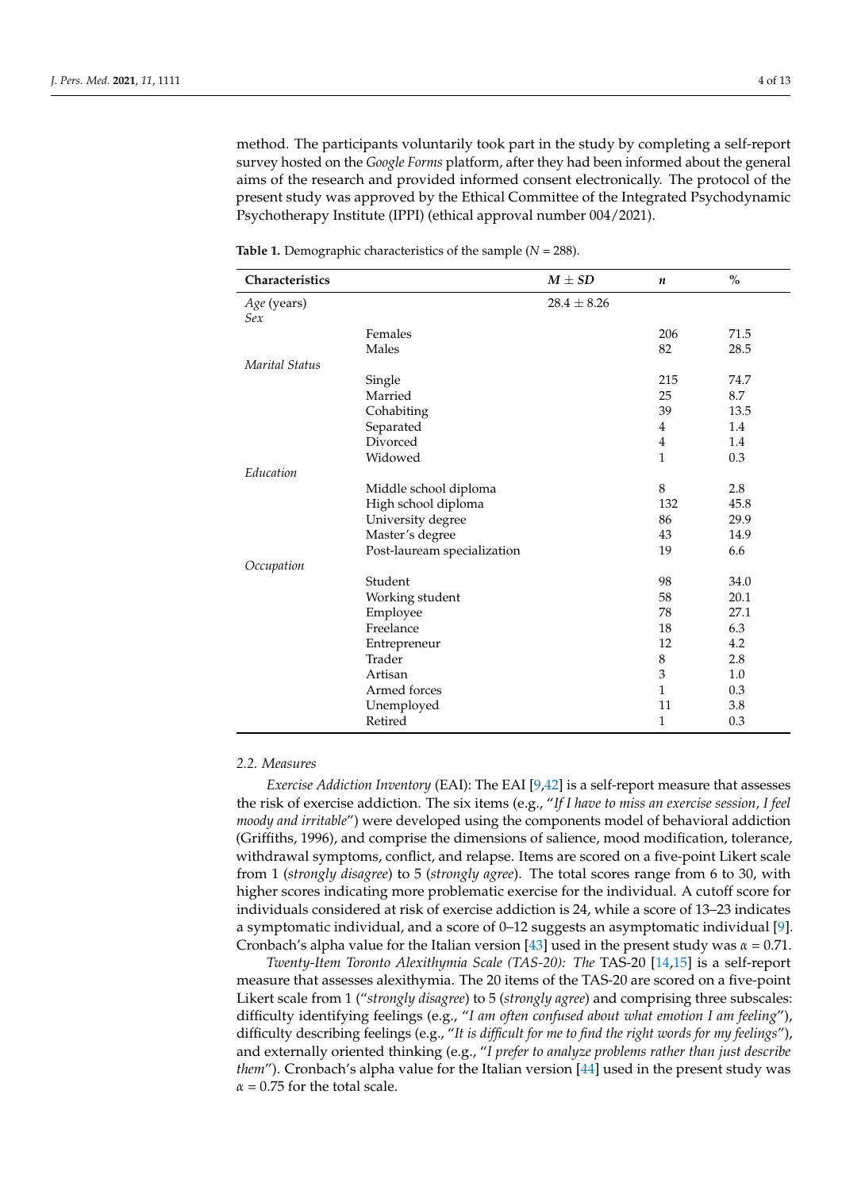method. The participants voluntarily took part in the study by completing a self-report survey hosted on the *Google Forms* platform, after they had been informed about the general aims of the research and provided informed consent electronically. The protocol of the present study was approved by the Ethical Committee of the Integrated Psychodynamic Psychotherapy Institute (IPPI) (ethical approval number 004/2021).

**Table 1.** Demographic characteristics of the sample (*N* = 288).

| Characteristics | | *M* ± *SD* | *n* | % |
|---|---|---|---|---|
| *Age* (years) | | 28.4 ± 8.26 | | |
| *Sex* | | | | |
| | Females | | 206 | 71.5 |
| | Males | | 82 | 28.5 |
| *Marital Status* | | | | |
| | Single | | 215 | 74.7 |
| | Married | | 25 | 8.7 |
| | Cohabiting | | 39 | 13.5 |
| | Separated | | 4 | 1.4 |
| | Divorced | | 4 | 1.4 |
| | Widowed | | 1 | 0.3 |
| *Education* | | | | |
| | Middle school diploma | | 8 | 2.8 |
| | High school diploma | | 132 | 45.8 |
| | University degree | | 86 | 29.9 |
| | Master's degree | | 43 | 14.9 |
| | Post-lauream specialization | | 19 | 6.6 |
| *Occupation* | | | | |
| | Student | | 98 | 34.0 |
| | Working student | | 58 | 20.1 |
| | Employee | | 78 | 27.1 |
| | Freelance | | 18 | 6.3 |
| | Entrepreneur | | 12 | 4.2 |
| | Trader | | 8 | 2.8 |
| | Artisan | | 3 | 1.0 |
| | Armed forces | | 1 | 0.3 |
| | Unemployed | | 11 | 3.8 |
| | Retired | | 1 | 0.3 |

### 2.2. Measures

*Exercise Addiction Inventory* (EAI): The EAI [9,42] is a self-report measure that assesses the risk of exercise addiction. The six items (e.g., "*If I have to miss an exercise session, I feel moody and irritable*") were developed using the components model of behavioral addiction (Griffiths, 1996), and comprise the dimensions of salience, mood modification, tolerance, withdrawal symptoms, conflict, and relapse. Items are scored on a five-point Likert scale from 1 (*strongly disagree*) to 5 (*strongly agree*). The total scores range from 6 to 30, with higher scores indicating more problematic exercise for the individual. A cutoff score for individuals considered at risk of exercise addiction is 24, while a score of 13–23 indicates a symptomatic individual, and a score of 0–12 suggests an asymptomatic individual [9]. Cronbach's alpha value for the Italian version [43] used in the present study was $\alpha = 0.71$.

*Twenty-Item Toronto Alexithymia Scale (TAS-20): The* TAS-20 [14,15] is a self-report measure that assesses alexithymia. The 20 items of the TAS-20 are scored on a five-point Likert scale from 1 ("*strongly disagree*) to 5 (*strongly agree*) and comprising three subscales: difficulty identifying feelings (e.g., "*I am often confused about what emotion I am feeling*"), difficulty describing feelings (e.g., "*It is difficult for me to find the right words for my feelings*"), and externally oriented thinking (e.g., "*I prefer to analyze problems rather than just describe them*"). Cronbach's alpha value for the Italian version [44] used in the present study was $\alpha = 0.75$ for the total scale.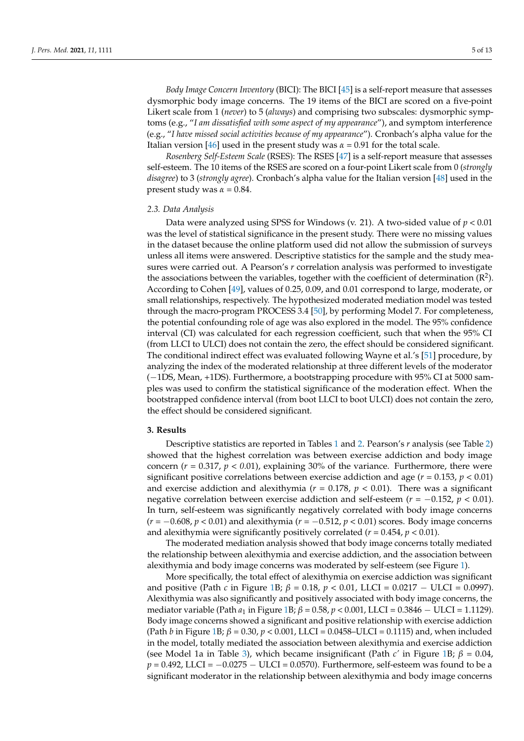*Body Image Concern Inventory* (BICI): The BICI [45] is a self-report measure that assesses dysmorphic body image concerns. The 19 items of the BICI are scored on a five-point Likert scale from 1 (*never*) to 5 (*always*) and comprising two subscales: dysmorphic symptoms (e.g., "*I am dissatisfied with some aspect of my appearance*"), and symptom interference (e.g., "*I have missed social activities because of my appearance*"). Cronbach's alpha value for the Italian version [46] used in the present study was $\alpha = 0.91$ for the total scale.

*Rosenberg Self-Esteem Scale* (RSES): The RSES [47] is a self-report measure that assesses self-esteem. The 10 items of the RSES are scored on a four-point Likert scale from 0 (*strongly disagree*) to 3 (*strongly agree*). Cronbach's alpha value for the Italian version [48] used in the present study was $\alpha = 0.84$.

### 2.3. Data Analysis

Data were analyzed using SPSS for Windows (v. 21). A two-sided value of $p < 0.01$ was the level of statistical significance in the present study. There were no missing values in the dataset because the online platform used did not allow the submission of surveys unless all items were answered. Descriptive statistics for the sample and the study measures were carried out. A Pearson's $r$ correlation analysis was performed to investigate the associations between the variables, together with the coefficient of determination ($R^2$). According to Cohen [49], values of 0.25, 0.09, and 0.01 correspond to large, moderate, or small relationships, respectively. The hypothesized moderated mediation model was tested through the macro-program PROCESS 3.4 [50], by performing Model 7. For completeness, the potential confounding role of age was also explored in the model. The 95% confidence interval (CI) was calculated for each regression coefficient, such that when the 95% CI (from LLCI to ULCI) does not contain the zero, the effect should be considered significant. The conditional indirect effect was evaluated following Wayne et al.'s [51] procedure, by analyzing the index of the moderated relationship at three different levels of the moderator (−1DS, Mean, +1DS). Furthermore, a bootstrapping procedure with 95% CI at 5000 samples was used to confirm the statistical significance of the moderation effect. When the bootstrapped confidence interval (from boot LLCI to boot ULCI) does not contain the zero, the effect should be considered significant.

## 3. Results

Descriptive statistics are reported in Tables 1 and 2. Pearson's $r$ analysis (see Table 2) showed that the highest correlation was between exercise addiction and body image concern ($r = 0.317$, $p < 0.01$), explaining 30% of the variance. Furthermore, there were significant positive correlations between exercise addiction and age ($r = 0.153$, $p < 0.01$) and exercise addiction and alexithymia ($r = 0.178$, $p < 0.01$). There was a significant negative correlation between exercise addiction and self-esteem ($r = -0.152$, $p < 0.01$). In turn, self-esteem was significantly negatively correlated with body image concerns ($r = -0.608$, $p < 0.01$) and alexithymia ($r = -0.512$, $p < 0.01$) scores. Body image concerns and alexithymia were significantly positively correlated ($r = 0.454$, $p < 0.01$).

The moderated mediation analysis showed that body image concerns totally mediated the relationship between alexithymia and exercise addiction, and the association between alexithymia and body image concerns was moderated by self-esteem (see Figure 1).

More specifically, the total effect of alexithymia on exercise addiction was significant and positive (Path $c$ in Figure 1B; $\beta = 0.18$, $p < 0.01$, LLCI = 0.0217 − ULCI = 0.0997). Alexithymia was also significantly and positively associated with body image concerns, the mediator variable (Path $a_1$ in Figure 1B; $\beta = 0.58$, $p < 0.001$, LLCI = 0.3846 − ULCI = 1.1129). Body image concerns showed a significant and positive relationship with exercise addiction (Path $b$ in Figure 1B; $\beta = 0.30$, $p < 0.001$, LLCI = 0.0458–ULCI = 0.1115) and, when included in the model, totally mediated the association between alexithymia and exercise addiction (see Model 1a in Table 3), which became insignificant (Path $c'$ in Figure 1B; $\beta = 0.04$, $p = 0.492$, LLCI = −0.0275 − ULCI = 0.0570). Furthermore, self-esteem was found to be a significant moderator in the relationship between alexithymia and body image concerns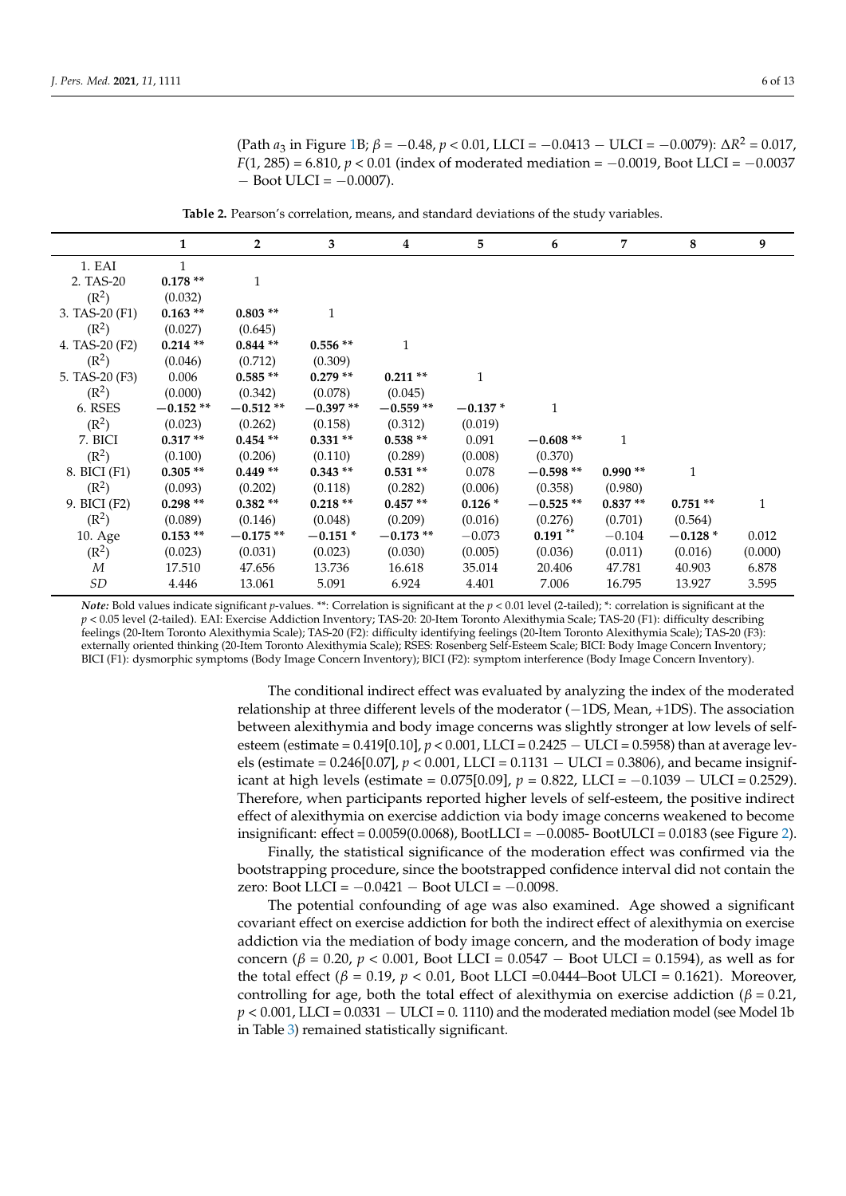(Path $a_3$ in Figure 1B; $\beta = -0.48$, $p < 0.01$, LLCI = −0.0413 − ULCI = −0.0079): $\Delta R^2 = 0.017$, $F(1, 285) = 6.810$, $p < 0.01$ (index of moderated mediation = −0.0019, Boot LLCI = −0.0037 − Boot ULCI = −0.0007).

**Table 2.** Pearson's correlation, means, and standard deviations of the study variables.

| | 1 | 2 | 3 | 4 | 5 | 6 | 7 | 8 | 9 |
|---|---|---|---|---|---|---|---|---|---|
| 1. EAI | 1 | | | | | | | | |
| 2. TAS-20 | **0.178 \*\*** | 1 | | | | | | | |
| ($R^2$) | (0.032) | | | | | | | | |
| 3. TAS-20 (F1) | **0.163 \*\*** | **0.803 \*\*** | 1 | | | | | | |
| ($R^2$) | (0.027) | (0.645) | | | | | | | |
| 4. TAS-20 (F2) | **0.214 \*\*** | **0.844 \*\*** | **0.556 \*\*** | 1 | | | | | |
| ($R^2$) | (0.046) | (0.712) | (0.309) | | | | | | |
| 5. TAS-20 (F3) | 0.006 | **0.585 \*\*** | **0.279 \*\*** | **0.211 \*\*** | 1 | | | | |
| ($R^2$) | (0.000) | (0.342) | (0.078) | (0.045) | | | | | |
| 6. RSES | **−0.152 \*\*** | **−0.512 \*\*** | **−0.397 \*\*** | **−0.559 \*\*** | **−0.137 \*** | 1 | | | |
| ($R^2$) | (0.023) | (0.262) | (0.158) | (0.312) | (0.019) | | | | |
| 7. BICI | **0.317 \*\*** | **0.454 \*\*** | **0.331 \*\*** | **0.538 \*\*** | 0.091 | **−0.608 \*\*** | 1 | | |
| ($R^2$) | (0.100) | (0.206) | (0.110) | (0.289) | (0.008) | (0.370) | | | |
| 8. BICI (F1) | **0.305 \*\*** | **0.449 \*\*** | **0.343 \*\*** | **0.531 \*\*** | 0.078 | **−0.598 \*\*** | **0.990 \*\*** | 1 | |
| ($R^2$) | (0.093) | (0.202) | (0.118) | (0.282) | (0.006) | (0.358) | (0.980) | | |
| 9. BICI (F2) | **0.298 \*\*** | **0.382 \*\*** | **0.218 \*\*** | **0.457 \*\*** | **0.126 \*** | **−0.525 \*\*** | **0.837 \*\*** | **0.751 \*\*** | 1 |
| ($R^2$) | (0.089) | (0.146) | (0.048) | (0.209) | (0.016) | (0.276) | (0.701) | (0.564) | |
| 10. Age | **0.153 \*\*** | **−0.175 \*\*** | **−0.151 \*** | **−0.173 \*\*** | −0.073 | **0.191 \*\*** | −0.104 | **−0.128 \*** | 0.012 |
| ($R^2$) | (0.023) | (0.031) | (0.023) | (0.030) | (0.005) | (0.036) | (0.011) | (0.016) | (0.000) |
| *M* | 17.510 | 47.656 | 13.736 | 16.618 | 35.014 | 20.406 | 47.781 | 40.903 | 6.878 |
| *SD* | 4.446 | 13.061 | 5.091 | 6.924 | 4.401 | 7.006 | 16.795 | 13.927 | 3.595 |

*Note:* Bold values indicate significant *p*-values. \*\*: Correlation is significant at the $p < 0.01$ level (2-tailed); \*: correlation is significant at the $p < 0.05$ level (2-tailed). EAI: Exercise Addiction Inventory; TAS-20: 20-Item Toronto Alexithymia Scale; TAS-20 (F1): difficulty describing feelings (20-Item Toronto Alexithymia Scale); TAS-20 (F2): difficulty identifying feelings (20-Item Toronto Alexithymia Scale); TAS-20 (F3): externally oriented thinking (20-Item Toronto Alexithymia Scale); RSES: Rosenberg Self-Esteem Scale; BICI: Body Image Concern Inventory; BICI (F1): dysmorphic symptoms (Body Image Concern Inventory); BICI (F2): symptom interference (Body Image Concern Inventory).

The conditional indirect effect was evaluated by analyzing the index of the moderated relationship at three different levels of the moderator (−1DS, Mean, +1DS). The association between alexithymia and body image concerns was slightly stronger at low levels of self-esteem (estimate = 0.419[0.10], $p < 0.001$, LLCI = 0.2425 − ULCI = 0.5958) than at average levels (estimate = 0.246[0.07], $p < 0.001$, LLCI = 0.1131 − ULCI = 0.3806), and became insignificant at high levels (estimate = 0.075[0.09], $p = 0.822$, LLCI = −0.1039 − ULCI = 0.2529). Therefore, when participants reported higher levels of self-esteem, the positive indirect effect of alexithymia on exercise addiction via body image concerns weakened to become insignificant: effect = 0.0059(0.0068), BootLLCI = −0.0085- BootULCI = 0.0183 (see Figure 2).

Finally, the statistical significance of the moderation effect was confirmed via the bootstrapping procedure, since the bootstrapped confidence interval did not contain the zero: Boot LLCI = −0.0421 − Boot ULCI = −0.0098.

The potential confounding of age was also examined. Age showed a significant covariant effect on exercise addiction for both the indirect effect of alexithymia on exercise addiction via the mediation of body image concern, and the moderation of body image concern ($\beta = 0.20$, $p < 0.001$, Boot LLCI = 0.0547 − Boot ULCI = 0.1594), as well as for the total effect ($\beta = 0.19$, $p < 0.01$, Boot LLCI =0.0444–Boot ULCI = 0.1621). Moreover, controlling for age, both the total effect of alexithymia on exercise addiction ($\beta = 0.21$, $p < 0.001$, LLCI = 0.0331 − ULCI = 0. 1110) and the moderated mediation model (see Model 1b in Table 3) remained statistically significant.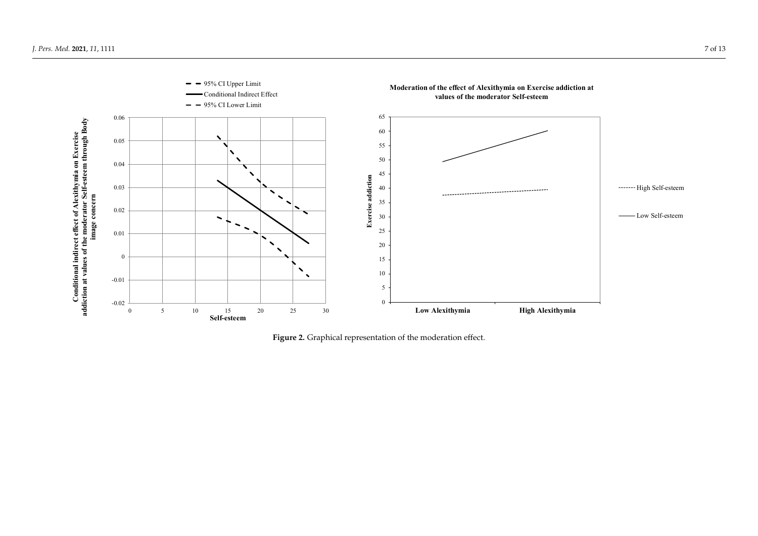**Figure 2.** Graphical representation of the moderation effect.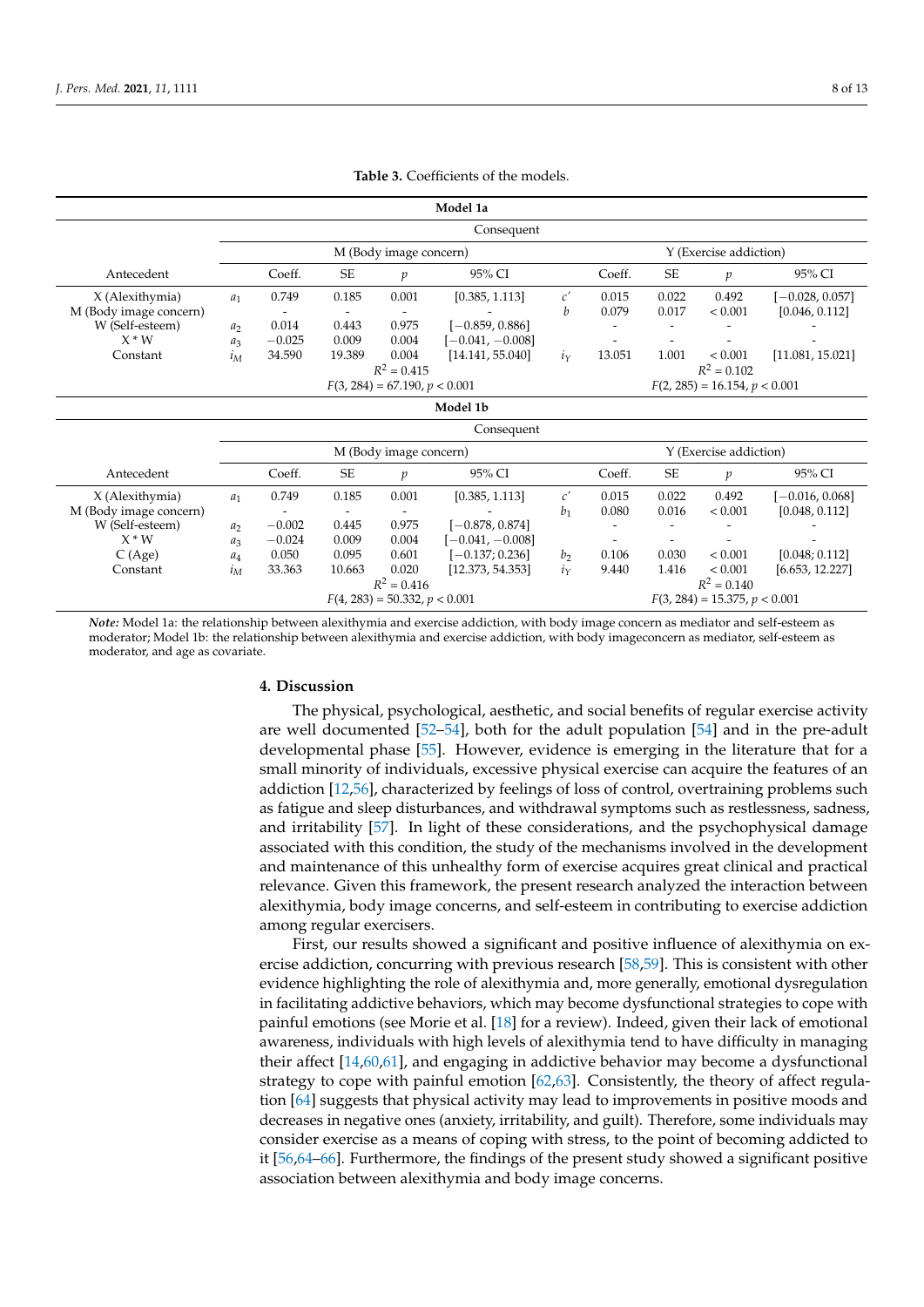**Table 3.** Coefficients of the models.

| Model 1a | | | | | | | | | | | |
|---|---|---|---|---|---|---|---|---|---|---|---|
| | Consequent | | | | | | | | | | |
| | M (Body image concern) | | | | | | Y (Exercise addiction) | | | | |
| Antecedent | | Coeff. | SE | $p$ | 95% CI | | Coeff. | SE | $p$ | 95% CI | |
| X (Alexithymia) | $a_1$ | 0.749 | 0.185 | 0.001 | [0.385, 1.113] | $c'$ | 0.015 | 0.022 | 0.492 | [−0.028, 0.057] | |
| M (Body image concern) | | - | - | - | - | $b$ | 0.079 | 0.017 | < 0.001 | [0.046, 0.112] | |
| W (Self-esteem) | $a_2$ | 0.014 | 0.443 | 0.975 | [−0.859, 0.886] | | - | - | - | - | |
| X * W | $a_3$ | −0.025 | 0.009 | 0.004 | [−0.041, −0.008] | | - | - | - | - | |
| Constant | $i_M$ | 34.590 | 19.389 | 0.004 | [14.141, 55.040] | $i_Y$ | 13.051 | 1.001 | < 0.001 | [11.081, 15.021] | |
| | $R^2 = 0.415$ | | | | | | $R^2 = 0.102$ | | | | |
| | $F(3, 284) = 67.190, p < 0.001$ | | | | | | $F(2, 285) = 16.154, p < 0.001$ | | | | |
| **Model 1b** | | | | | | | | | | | |
| | Consequent | | | | | | | | | | |
| | M (Body image concern) | | | | | | Y (Exercise addiction) | | | | |
| Antecedent | | Coeff. | SE | $p$ | 95% CI | | Coeff. | SE | $p$ | 95% CI | |
| X (Alexithymia) | $a_1$ | 0.749 | 0.185 | 0.001 | [0.385, 1.113] | $c'$ | 0.015 | 0.022 | 0.492 | [−0.016, 0.068] | |
| M (Body image concern) | | - | - | - | - | $b_1$ | 0.080 | 0.016 | < 0.001 | [0.048, 0.112] | |
| W (Self-esteem) | $a_2$ | −0.002 | 0.445 | 0.975 | [−0.878, 0.874] | | - | - | - | - | |
| X * W | $a_3$ | −0.024 | 0.009 | 0.004 | [−0.041, −0.008] | | - | - | - | - | |
| C (Age) | $a_4$ | 0.050 | 0.095 | 0.601 | [−0.137; 0.236] | $b_2$ | 0.106 | 0.030 | < 0.001 | [0.048; 0.112] | |
| Constant | $i_M$ | 33.363 | 10.663 | 0.020 | [12.373, 54.353] | $i_Y$ | 9.440 | 1.416 | < 0.001 | [6.653, 12.227] | |
| | $R^2 = 0.416$ | | | | | | $R^2 = 0.140$ | | | | |
| | $F(4, 283) = 50.332, p < 0.001$ | | | | | | $F(3, 284) = 15.375, p < 0.001$ | | | | |

*Note:* Model 1a: the relationship between alexithymia and exercise addiction, with body image concern as mediator and self-esteem as moderator; Model 1b: the relationship between alexithymia and exercise addiction, with body imageconcern as mediator, self-esteem as moderator, and age as covariate.

## 4. Discussion

The physical, psychological, aesthetic, and social benefits of regular exercise activity are well documented [52–54], both for the adult population [54] and in the pre-adult developmental phase [55]. However, evidence is emerging in the literature that for a small minority of individuals, excessive physical exercise can acquire the features of an addiction [12,56], characterized by feelings of loss of control, overtraining problems such as fatigue and sleep disturbances, and withdrawal symptoms such as restlessness, sadness, and irritability [57]. In light of these considerations, and the psychophysical damage associated with this condition, the study of the mechanisms involved in the development and maintenance of this unhealthy form of exercise acquires great clinical and practical relevance. Given this framework, the present research analyzed the interaction between alexithymia, body image concerns, and self-esteem in contributing to exercise addiction among regular exercisers.

First, our results showed a significant and positive influence of alexithymia on exercise addiction, concurring with previous research [58,59]. This is consistent with other evidence highlighting the role of alexithymia and, more generally, emotional dysregulation in facilitating addictive behaviors, which may become dysfunctional strategies to cope with painful emotions (see Morie et al. [18] for a review). Indeed, given their lack of emotional awareness, individuals with high levels of alexithymia tend to have difficulty in managing their affect [14,60,61], and engaging in addictive behavior may become a dysfunctional strategy to cope with painful emotion [62,63]. Consistently, the theory of affect regulation [64] suggests that physical activity may lead to improvements in positive moods and decreases in negative ones (anxiety, irritability, and guilt). Therefore, some individuals may consider exercise as a means of coping with stress, to the point of becoming addicted to it [56,64–66]. Furthermore, the findings of the present study showed a significant positive association between alexithymia and body image concerns.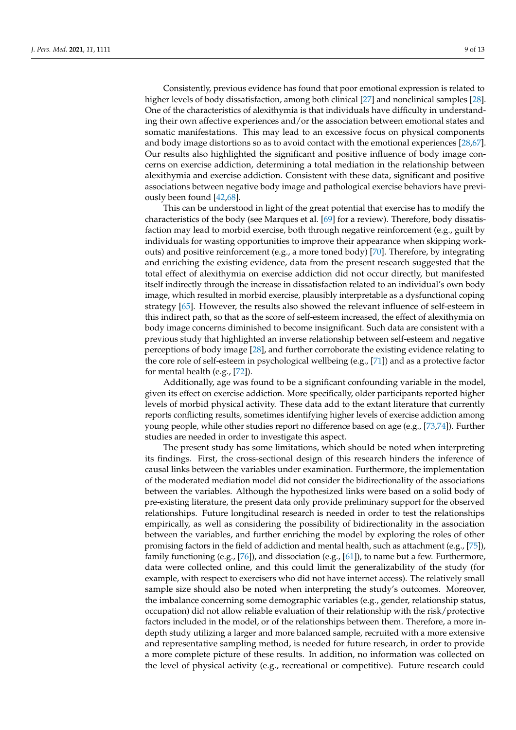Consistently, previous evidence has found that poor emotional expression is related to higher levels of body dissatisfaction, among both clinical [27] and nonclinical samples [28]. One of the characteristics of alexithymia is that individuals have difficulty in understanding their own affective experiences and/or the association between emotional states and somatic manifestations. This may lead to an excessive focus on physical components and body image distortions so as to avoid contact with the emotional experiences [28,67]. Our results also highlighted the significant and positive influence of body image concerns on exercise addiction, determining a total mediation in the relationship between alexithymia and exercise addiction. Consistent with these data, significant and positive associations between negative body image and pathological exercise behaviors have previously been found [42,68].

This can be understood in light of the great potential that exercise has to modify the characteristics of the body (see Marques et al. [69] for a review). Therefore, body dissatisfaction may lead to morbid exercise, both through negative reinforcement (e.g., guilt by individuals for wasting opportunities to improve their appearance when skipping workouts) and positive reinforcement (e.g., a more toned body) [70]. Therefore, by integrating and enriching the existing evidence, data from the present research suggested that the total effect of alexithymia on exercise addiction did not occur directly, but manifested itself indirectly through the increase in dissatisfaction related to an individual's own body image, which resulted in morbid exercise, plausibly interpretable as a dysfunctional coping strategy [65]. However, the results also showed the relevant influence of self-esteem in this indirect path, so that as the score of self-esteem increased, the effect of alexithymia on body image concerns diminished to become insignificant. Such data are consistent with a previous study that highlighted an inverse relationship between self-esteem and negative perceptions of body image [28], and further corroborate the existing evidence relating to the core role of self-esteem in psychological wellbeing (e.g., [71]) and as a protective factor for mental health (e.g., [72]).

Additionally, age was found to be a significant confounding variable in the model, given its effect on exercise addiction. More specifically, older participants reported higher levels of morbid physical activity. These data add to the extant literature that currently reports conflicting results, sometimes identifying higher levels of exercise addiction among young people, while other studies report no difference based on age (e.g., [73,74]). Further studies are needed in order to investigate this aspect.

The present study has some limitations, which should be noted when interpreting its findings. First, the cross-sectional design of this research hinders the inference of causal links between the variables under examination. Furthermore, the implementation of the moderated mediation model did not consider the bidirectionality of the associations between the variables. Although the hypothesized links were based on a solid body of pre-existing literature, the present data only provide preliminary support for the observed relationships. Future longitudinal research is needed in order to test the relationships empirically, as well as considering the possibility of bidirectionality in the association between the variables, and further enriching the model by exploring the roles of other promising factors in the field of addiction and mental health, such as attachment (e.g., [75]), family functioning (e.g., [76]), and dissociation (e.g., [61]), to name but a few. Furthermore, data were collected online, and this could limit the generalizability of the study (for example, with respect to exercisers who did not have internet access). The relatively small sample size should also be noted when interpreting the study's outcomes. Moreover, the imbalance concerning some demographic variables (e.g., gender, relationship status, occupation) did not allow reliable evaluation of their relationship with the risk/protective factors included in the model, or of the relationships between them. Therefore, a more in-depth study utilizing a larger and more balanced sample, recruited with a more extensive and representative sampling method, is needed for future research, in order to provide a more complete picture of these results. In addition, no information was collected on the level of physical activity (e.g., recreational or competitive). Future research could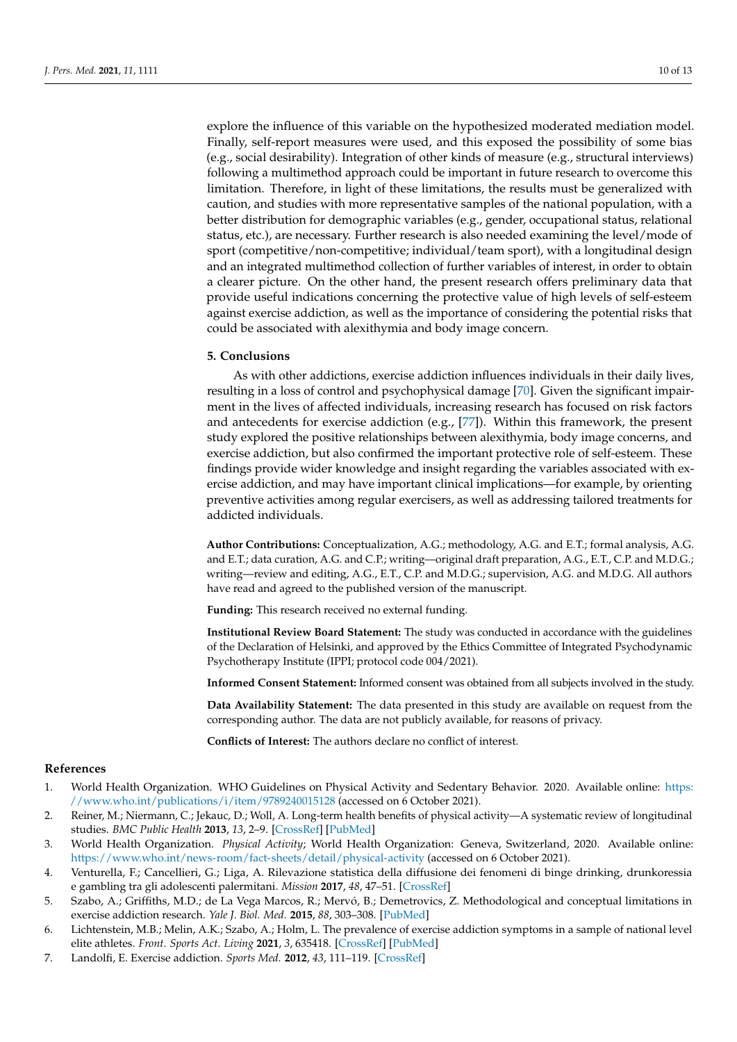explore the influence of this variable on the hypothesized moderated mediation model. Finally, self-report measures were used, and this exposed the possibility of some bias (e.g., social desirability). Integration of other kinds of measure (e.g., structural interviews) following a multimethod approach could be important in future research to overcome this limitation. Therefore, in light of these limitations, the results must be generalized with caution, and studies with more representative samples of the national population, with a better distribution for demographic variables (e.g., gender, occupational status, relational status, etc.), are necessary. Further research is also needed examining the level/mode of sport (competitive/non-competitive; individual/team sport), with a longitudinal design and an integrated multimethod collection of further variables of interest, in order to obtain a clearer picture. On the other hand, the present research offers preliminary data that provide useful indications concerning the protective value of high levels of self-esteem against exercise addiction, as well as the importance of considering the potential risks that could be associated with alexithymia and body image concern.

## 5. Conclusions

As with other addictions, exercise addiction influences individuals in their daily lives, resulting in a loss of control and psychophysical damage [70]. Given the significant impairment in the lives of affected individuals, increasing research has focused on risk factors and antecedents for exercise addiction (e.g., [77]). Within this framework, the present study explored the positive relationships between alexithymia, body image concerns, and exercise addiction, but also confirmed the important protective role of self-esteem. These findings provide wider knowledge and insight regarding the variables associated with exercise addiction, and may have important clinical implications—for example, by orienting preventive activities among regular exercisers, as well as addressing tailored treatments for addicted individuals.

**Author Contributions:** Conceptualization, A.G.; methodology, A.G. and E.T.; formal analysis, A.G. and E.T.; data curation, A.G. and C.P.; writing—original draft preparation, A.G., E.T., C.P. and M.D.G.; writing—review and editing, A.G., E.T., C.P. and M.D.G.; supervision, A.G. and M.D.G. All authors have read and agreed to the published version of the manuscript.

**Funding:** This research received no external funding.

**Institutional Review Board Statement:** The study was conducted in accordance with the guidelines of the Declaration of Helsinki, and approved by the Ethics Committee of Integrated Psychodynamic Psychotherapy Institute (IPPI; protocol code 004/2021).

**Informed Consent Statement:** Informed consent was obtained from all subjects involved in the study.

**Data Availability Statement:** The data presented in this study are available on request from the corresponding author. The data are not publicly available, for reasons of privacy.

**Conflicts of Interest:** The authors declare no conflict of interest.

## References

1. World Health Organization. WHO Guidelines on Physical Activity and Sedentary Behavior. 2020. Available online: https://www.who.int/publications/i/item/9789240015128 (accessed on 6 October 2021).
2. Reiner, M.; Niermann, C.; Jekauc, D.; Woll, A. Long-term health benefits of physical activity—A systematic review of longitudinal studies. *BMC Public Health* **2013**, *13*, 2–9. [CrossRef] [PubMed]
3. World Health Organization. *Physical Activity*; World Health Organization: Geneva, Switzerland, 2020. Available online: https://www.who.int/news-room/fact-sheets/detail/physical-activity (accessed on 6 October 2021).
4. Venturella, F.; Cancellieri, G.; Liga, A. Rilevazione statistica della diffusione dei fenomeni di binge drinking, drunkoressia e gambling tra gli adolescenti palermitani. *Mission* **2017**, *48*, 47–51. [CrossRef]
5. Szabo, A.; Griffiths, M.D.; de La Vega Marcos, R.; Mervó, B.; Demetrovics, Z. Methodological and conceptual limitations in exercise addiction research. *Yale J. Biol. Med.* **2015**, *88*, 303–308. [PubMed]
6. Lichtenstein, M.B.; Melin, A.K.; Szabo, A.; Holm, L. The prevalence of exercise addiction symptoms in a sample of national level elite athletes. *Front. Sports Act. Living* **2021**, *3*, 635418. [CrossRef] [PubMed]
7. Landolfi, E. Exercise addiction. *Sports Med.* **2012**, *43*, 111–119. [CrossRef]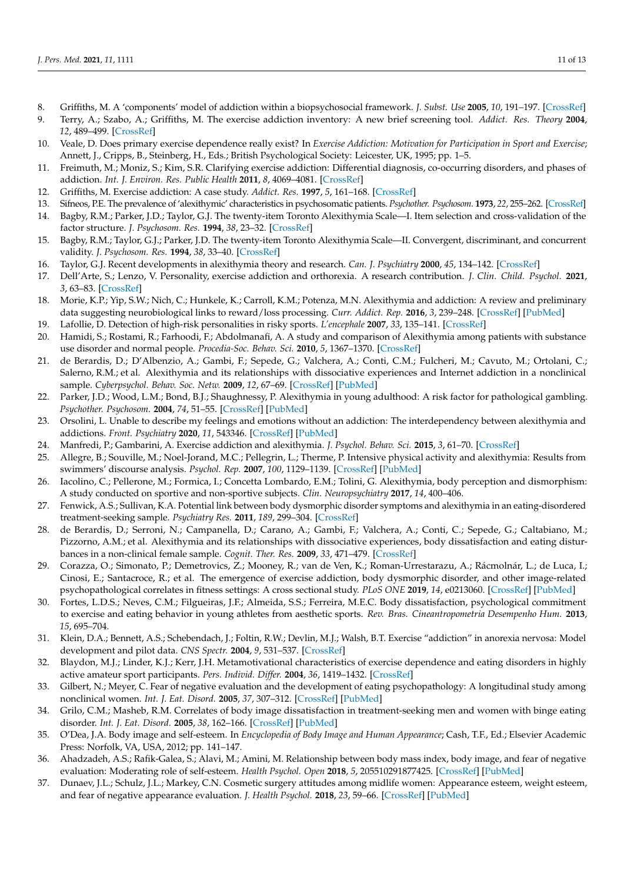8. Griffiths, M. A 'components' model of addiction within a biopsychosocial framework. *J. Subst. Use* **2005**, *10*, 191–197. [CrossRef]
9. Terry, A.; Szabo, A.; Griffiths, M. The exercise addiction inventory: A new brief screening tool. *Addict. Res. Theory* **2004**, *12*, 489–499. [CrossRef]
10. Veale, D. Does primary exercise dependence really exist? In *Exercise Addiction: Motivation for Participation in Sport and Exercise*; Annett, J., Cripps, B., Steinberg, H., Eds.; British Psychological Society: Leicester, UK, 1995; pp. 1–5.
11. Freimuth, M.; Moniz, S.; Kim, S.R. Clarifying exercise addiction: Differential diagnosis, co-occurring disorders, and phases of addiction. *Int. J. Environ. Res. Public Health* **2011**, *8*, 4069–4081. [CrossRef]
12. Griffiths, M. Exercise addiction: A case study. *Addict. Res.* **1997**, *5*, 161–168. [CrossRef]
13. Sifneos, P.E. The prevalence of 'alexithymic' characteristics in psychosomatic patients. *Psychother. Psychosom.* **1973**, *22*, 255–262. [CrossRef]
14. Bagby, R.M.; Parker, J.D.; Taylor, G.J. The twenty-item Toronto Alexithymia Scale—I. Item selection and cross-validation of the factor structure. *J. Psychosom. Res.* **1994**, *38*, 23–32. [CrossRef]
15. Bagby, R.M.; Taylor, G.J.; Parker, J.D. The twenty-item Toronto Alexithymia Scale—II. Convergent, discriminant, and concurrent validity. *J. Psychosom. Res.* **1994**, *38*, 33–40. [CrossRef]
16. Taylor, G.J. Recent developments in alexithymia theory and research. *Can. J. Psychiatry* **2000**, *45*, 134–142. [CrossRef]
17. Dell'Arte, S.; Lenzo, V. Personality, exercise addiction and orthorexia. A research contribution. *J. Clin. Child. Psychol.* **2021**, *3*, 63–83. [CrossRef]
18. Morie, K.P.; Yip, S.W.; Nich, C.; Hunkele, K.; Carroll, K.M.; Potenza, M.N. Alexithymia and addiction: A review and preliminary data suggesting neurobiological links to reward/loss processing. *Curr. Addict. Rep.* **2016**, *3*, 239–248. [CrossRef] [PubMed]
19. Lafollie, D. Detection of high-risk personalities in risky sports. *L'encephale* **2007**, *33*, 135–141. [CrossRef]
20. Hamidi, S.; Rostami, R.; Farhoodi, F.; Abdolmanafi, A. A study and comparison of Alexithymia among patients with substance use disorder and normal people. *Procedia-Soc. Behav. Sci.* **2010**, *5*, 1367–1370. [CrossRef]
21. de Berardis, D.; D'Albenzio, A.; Gambi, F.; Sepede, G.; Valchera, A.; Conti, C.M.; Fulcheri, M.; Cavuto, M.; Ortolani, C.; Salerno, R.M.; et al. Alexithymia and its relationships with dissociative experiences and Internet addiction in a nonclinical sample. *Cyberpsychol. Behav. Soc. Netw.* **2009**, *12*, 67–69. [CrossRef] [PubMed]
22. Parker, J.D.; Wood, L.M.; Bond, B.J.; Shaughnessy, P. Alexithymia in young adulthood: A risk factor for pathological gambling. *Psychother. Psychosom.* **2004**, *74*, 51–55. [CrossRef] [PubMed]
23. Orsolini, L. Unable to describe my feelings and emotions without an addiction: The interdependency between alexithymia and addictions. *Front. Psychiatry* **2020**, *11*, 543346. [CrossRef] [PubMed]
24. Manfredi, P.; Gambarini, A. Exercise addiction and alexithymia. *J. Psychol. Behav. Sci.* **2015**, *3*, 61–70. [CrossRef]
25. Allegre, B.; Souville, M.; Noel-Jorand, M.C.; Pellegrin, L.; Therme, P. Intensive physical activity and alexithymia: Results from swimmers' discourse analysis. *Psychol. Rep.* **2007**, *100*, 1129–1139. [CrossRef] [PubMed]
26. Iacolino, C.; Pellerone, M.; Formica, I.; Concetta Lombardo, E.M.; Tolini, G. Alexithymia, body perception and dismorphism: A study conducted on sportive and non-sportive subjects. *Clin. Neuropsychiatry* **2017**, *14*, 400–406.
27. Fenwick, A.S.; Sullivan, K.A. Potential link between body dysmorphic disorder symptoms and alexithymia in an eating-disordered treatment-seeking sample. *Psychiatry Res.* **2011**, *189*, 299–304. [CrossRef]
28. de Berardis, D.; Serroni, N.; Campanella, D.; Carano, A.; Gambi, F.; Valchera, A.; Conti, C.; Sepede, G.; Caltabiano, M.; Pizzorno, A.M.; et al. Alexithymia and its relationships with dissociative experiences, body dissatisfaction and eating disturbances in a non-clinical female sample. *Cognit. Ther. Res.* **2009**, *33*, 471–479. [CrossRef]
29. Corazza, O.; Simonato, P.; Demetrovics, Z.; Mooney, R.; van de Ven, K.; Roman-Urrestarazu, A.; Rácmolnár, L.; de Luca, I.; Cinosi, E.; Santacroce, R.; et al. The emergence of exercise addiction, body dysmorphic disorder, and other image-related psychopathological correlates in fitness settings: A cross sectional study. *PLoS ONE* **2019**, *14*, e0213060. [CrossRef] [PubMed]
30. Fortes, L.D.S.; Neves, C.M.; Filgueiras, J.F.; Almeida, S.S.; Ferreira, M.E.C. Body dissatisfaction, psychological commitment to exercise and eating behavior in young athletes from aesthetic sports. *Rev. Bras. Cineantropometria Desempenho Hum.* **2013**, *15*, 695–704.
31. Klein, D.A.; Bennett, A.S.; Schebendach, J.; Foltin, R.W.; Devlin, M.J.; Walsh, B.T. Exercise "addiction" in anorexia nervosa: Model development and pilot data. *CNS Spectr.* **2004**, *9*, 531–537. [CrossRef]
32. Blaydon, M.J.; Linder, K.J.; Kerr, J.H. Metamotivational characteristics of exercise dependence and eating disorders in highly active amateur sport participants. *Pers. Individ. Differ.* **2004**, *36*, 1419–1432. [CrossRef]
33. Gilbert, N.; Meyer, C. Fear of negative evaluation and the development of eating psychopathology: A longitudinal study among nonclinical women. *Int. J. Eat. Disord.* **2005**, *37*, 307–312. [CrossRef] [PubMed]
34. Grilo, C.M.; Masheb, R.M. Correlates of body image dissatisfaction in treatment-seeking men and women with binge eating disorder. *Int. J. Eat. Disord.* **2005**, *38*, 162–166. [CrossRef] [PubMed]
35. O'Dea, J.A. Body image and self-esteem. In *Encyclopedia of Body Image and Human Appearance*; Cash, T.F., Ed.; Elsevier Academic Press: Norfolk, VA, USA, 2012; pp. 141–147.
36. Ahadzadeh, A.S.; Rafik-Galea, S.; Alavi, M.; Amini, M. Relationship between body mass index, body image, and fear of negative evaluation: Moderating role of self-esteem. *Health Psychol. Open* **2018**, *5*, 205510291877425. [CrossRef] [PubMed]
37. Dunaev, J.L.; Schulz, J.L.; Markey, C.N. Cosmetic surgery attitudes among midlife women: Appearance esteem, weight esteem, and fear of negative appearance evaluation. *J. Health Psychol.* **2018**, *23*, 59–66. [CrossRef] [PubMed]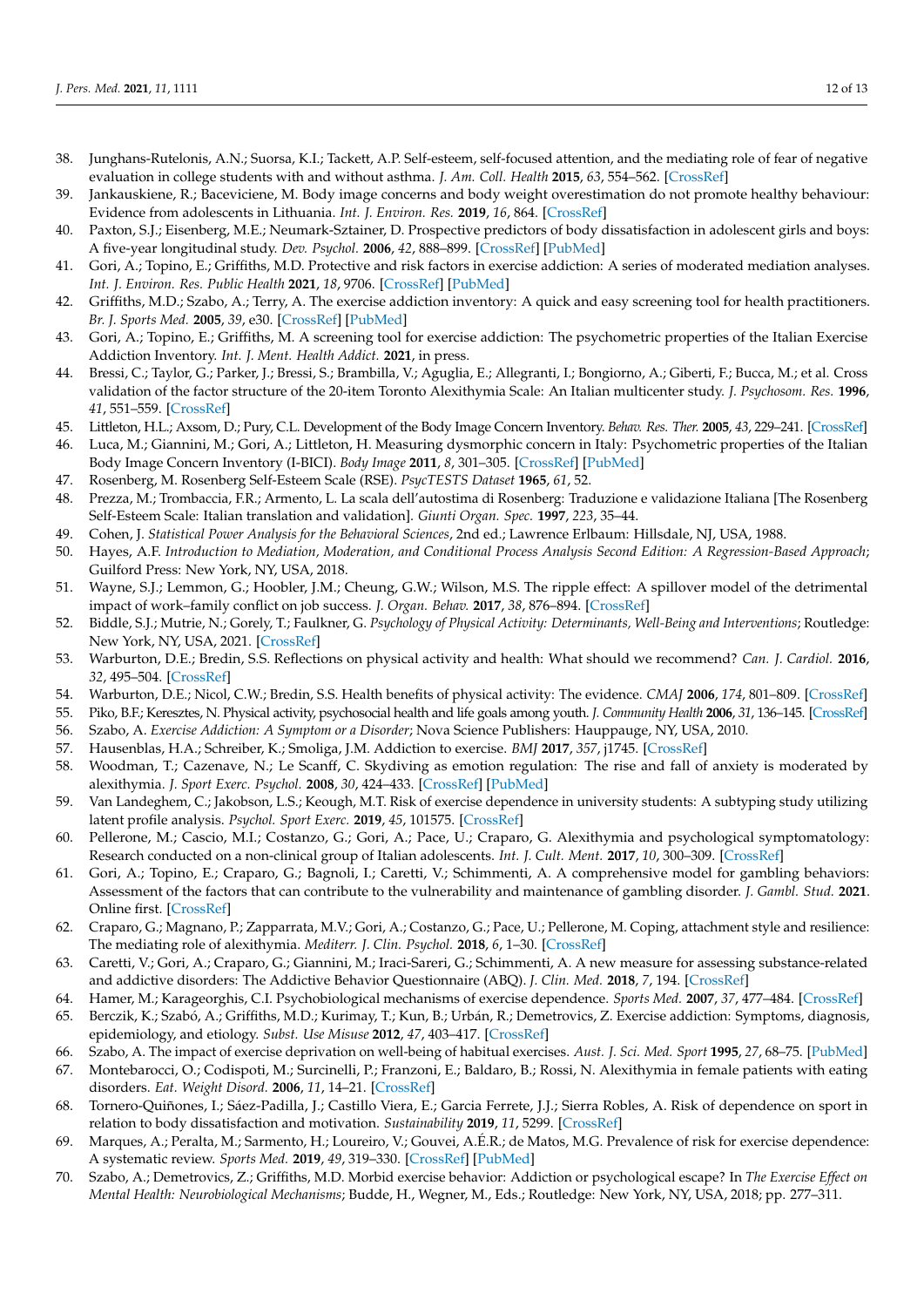38. Junghans-Rutelonis, A.N.; Suorsa, K.I.; Tackett, A.P. Self-esteem, self-focused attention, and the mediating role of fear of negative evaluation in college students with and without asthma. *J. Am. Coll. Health* **2015**, *63*, 554–562. [CrossRef]
39. Jankauskiene, R.; Baceviciene, M. Body image concerns and body weight overestimation do not promote healthy behaviour: Evidence from adolescents in Lithuania. *Int. J. Environ. Res.* **2019**, *16*, 864. [CrossRef]
40. Paxton, S.J.; Eisenberg, M.E.; Neumark-Sztainer, D. Prospective predictors of body dissatisfaction in adolescent girls and boys: A five-year longitudinal study. *Dev. Psychol.* **2006**, *42*, 888–899. [CrossRef] [PubMed]
41. Gori, A.; Topino, E.; Griffiths, M.D. Protective and risk factors in exercise addiction: A series of moderated mediation analyses. *Int. J. Environ. Res. Public Health* **2021**, *18*, 9706. [CrossRef] [PubMed]
42. Griffiths, M.D.; Szabo, A.; Terry, A. The exercise addiction inventory: A quick and easy screening tool for health practitioners. *Br. J. Sports Med.* **2005**, *39*, e30. [CrossRef] [PubMed]
43. Gori, A.; Topino, E.; Griffiths, M. A screening tool for exercise addiction: The psychometric properties of the Italian Exercise Addiction Inventory. *Int. J. Ment. Health Addict.* **2021**, in press.
44. Bressi, C.; Taylor, G.; Parker, J.; Bressi, S.; Brambilla, V.; Aguglia, E.; Allegranti, I.; Bongiorno, A.; Giberti, F.; Bucca, M.; et al. Cross validation of the factor structure of the 20-item Toronto Alexithymia Scale: An Italian multicenter study. *J. Psychosom. Res.* **1996**, *41*, 551–559. [CrossRef]
45. Littleton, H.L.; Axsom, D.; Pury, C.L. Development of the Body Image Concern Inventory. *Behav. Res. Ther.* **2005**, *43*, 229–241. [CrossRef]
46. Luca, M.; Giannini, M.; Gori, A.; Littleton, H. Measuring dysmorphic concern in Italy: Psychometric properties of the Italian Body Image Concern Inventory (I-BICI). *Body Image* **2011**, *8*, 301–305. [CrossRef] [PubMed]
47. Rosenberg, M. Rosenberg Self-Esteem Scale (RSE). *PsycTESTS Dataset* **1965**, *61*, 52.
48. Prezza, M.; Trombaccia, F.R.; Armento, L. La scala dell'autostima di Rosenberg: Traduzione e validazione Italiana [The Rosenberg Self-Esteem Scale: Italian translation and validation]. *Giunti Organ. Spec.* **1997**, *223*, 35–44.
49. Cohen, J. *Statistical Power Analysis for the Behavioral Sciences*, 2nd ed.; Lawrence Erlbaum: Hillsdale, NJ, USA, 1988.
50. Hayes, A.F. *Introduction to Mediation, Moderation, and Conditional Process Analysis Second Edition: A Regression-Based Approach*; Guilford Press: New York, NY, USA, 2018.
51. Wayne, S.J.; Lemmon, G.; Hoobler, J.M.; Cheung, G.W.; Wilson, M.S. The ripple effect: A spillover model of the detrimental impact of work–family conflict on job success. *J. Organ. Behav.* **2017**, *38*, 876–894. [CrossRef]
52. Biddle, S.J.; Mutrie, N.; Gorely, T.; Faulkner, G. *Psychology of Physical Activity: Determinants, Well-Being and Interventions*; Routledge: New York, NY, USA, 2021. [CrossRef]
53. Warburton, D.E.; Bredin, S.S. Reflections on physical activity and health: What should we recommend? *Can. J. Cardiol.* **2016**, *32*, 495–504. [CrossRef]
54. Warburton, D.E.; Nicol, C.W.; Bredin, S.S. Health benefits of physical activity: The evidence. *CMAJ* **2006**, *174*, 801–809. [CrossRef]
55. Piko, B.F.; Keresztes, N. Physical activity, psychosocial health and life goals among youth. *J. Community Health* **2006**, *31*, 136–145. [CrossRef]
56. Szabo, A. *Exercise Addiction: A Symptom or a Disorder*; Nova Science Publishers: Hauppauge, NY, USA, 2010.
57. Hausenblas, H.A.; Schreiber, K.; Smoliga, J.M. Addiction to exercise. *BMJ* **2017**, *357*, j1745. [CrossRef]
58. Woodman, T.; Cazenave, N.; Le Scanff, C. Skydiving as emotion regulation: The rise and fall of anxiety is moderated by alexithymia. *J. Sport Exerc. Psychol.* **2008**, *30*, 424–433. [CrossRef] [PubMed]
59. Van Landeghem, C.; Jakobson, L.S.; Keough, M.T. Risk of exercise dependence in university students: A subtyping study utilizing latent profile analysis. *Psychol. Sport Exerc.* **2019**, *45*, 101575. [CrossRef]
60. Pellerone, M.; Cascio, M.I.; Costanzo, G.; Gori, A.; Pace, U.; Craparo, G. Alexithymia and psychological symptomatology: Research conducted on a non-clinical group of Italian adolescents. *Int. J. Cult. Ment.* **2017**, *10*, 300–309. [CrossRef]
61. Gori, A.; Topino, E.; Craparo, G.; Bagnoli, I.; Caretti, V.; Schimmenti, A. A comprehensive model for gambling behaviors: Assessment of the factors that can contribute to the vulnerability and maintenance of gambling disorder. *J. Gambl. Stud.* **2021**. Online first. [CrossRef]
62. Craparo, G.; Magnano, P.; Zapparrata, M.V.; Gori, A.; Costanzo, G.; Pace, U.; Pellerone, M. Coping, attachment style and resilience: The mediating role of alexithymia. *Mediterr. J. Clin. Psychol.* **2018**, *6*, 1–30. [CrossRef]
63. Caretti, V.; Gori, A.; Craparo, G.; Giannini, M.; Iraci-Sareri, G.; Schimmenti, A. A new measure for assessing substance-related and addictive disorders: The Addictive Behavior Questionnaire (ABQ). *J. Clin. Med.* **2018**, *7*, 194. [CrossRef]
64. Hamer, M.; Karageorghis, C.I. Psychobiological mechanisms of exercise dependence. *Sports Med.* **2007**, *37*, 477–484. [CrossRef]
65. Berczik, K.; Szabó, A.; Griffiths, M.D.; Kurimay, T.; Kun, B.; Urbán, R.; Demetrovics, Z. Exercise addiction: Symptoms, diagnosis, epidemiology, and etiology. *Subst. Use Misuse* **2012**, *47*, 403–417. [CrossRef]
66. Szabo, A. The impact of exercise deprivation on well-being of habitual exercises. *Aust. J. Sci. Med. Sport* **1995**, *27*, 68–75. [PubMed]
67. Montebarocci, O.; Codispoti, M.; Surcinelli, P.; Franzoni, E.; Baldaro, B.; Rossi, N. Alexithymia in female patients with eating disorders. *Eat. Weight Disord.* **2006**, *11*, 14–21. [CrossRef]
68. Tornero-Quiñones, I.; Sáez-Padilla, J.; Castillo Viera, E.; Garcia Ferrete, J.J.; Sierra Robles, A. Risk of dependence on sport in relation to body dissatisfaction and motivation. *Sustainability* **2019**, *11*, 5299. [CrossRef]
69. Marques, A.; Peralta, M.; Sarmento, H.; Loureiro, V.; Gouvei, A.É.R.; de Matos, M.G. Prevalence of risk for exercise dependence: A systematic review. *Sports Med.* **2019**, *49*, 319–330. [CrossRef] [PubMed]
70. Szabo, A.; Demetrovics, Z.; Griffiths, M.D. Morbid exercise behavior: Addiction or psychological escape? In *The Exercise Effect on Mental Health: Neurobiological Mechanisms*; Budde, H., Wegner, M., Eds.; Routledge: New York, NY, USA, 2018; pp. 277–311.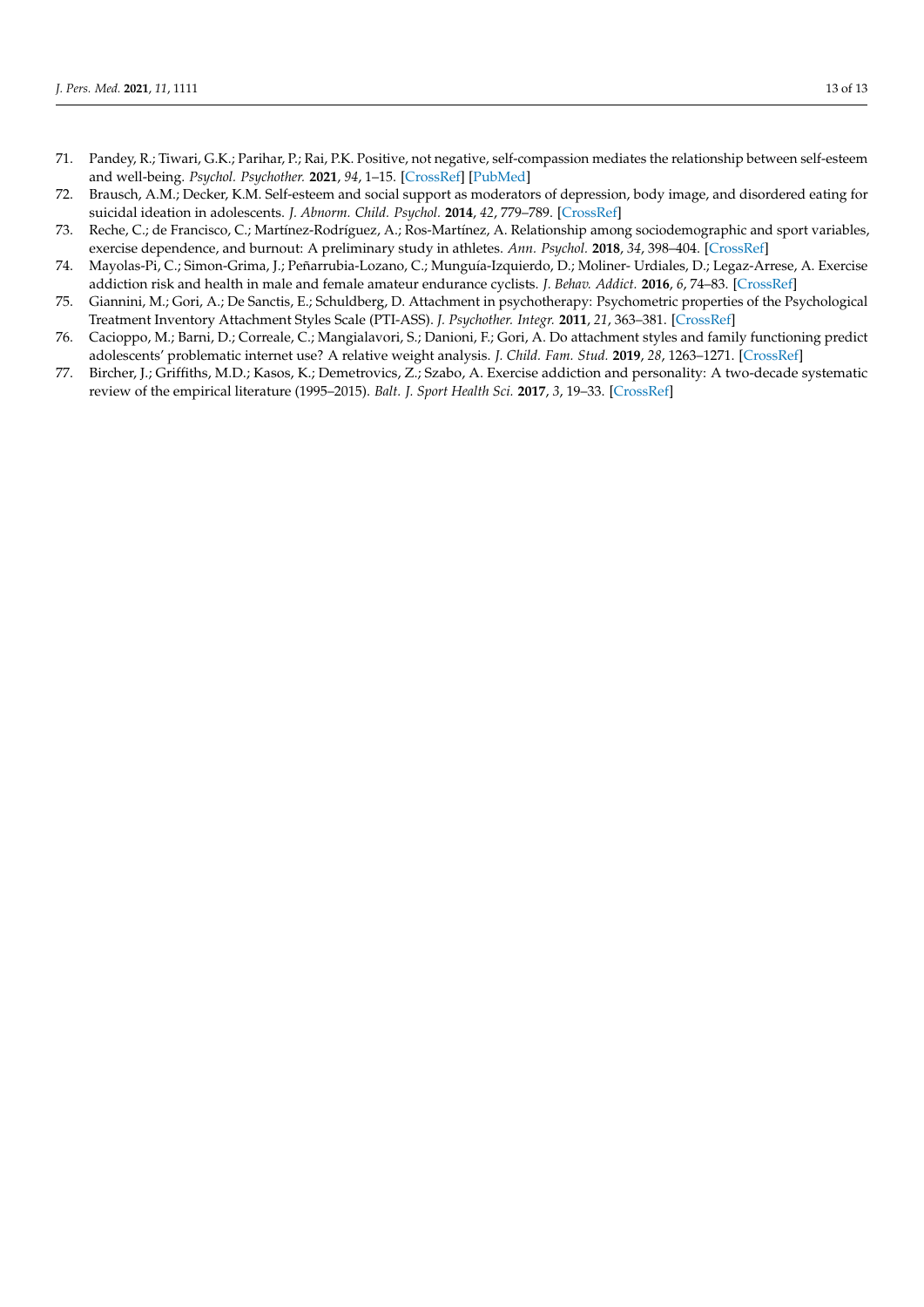71. Pandey, R.; Tiwari, G.K.; Parihar, P.; Rai, P.K. Positive, not negative, self-compassion mediates the relationship between self-esteem and well-being. *Psychol. Psychother.* **2021**, *94*, 1–15. [CrossRef] [PubMed]
72. Brausch, A.M.; Decker, K.M. Self-esteem and social support as moderators of depression, body image, and disordered eating for suicidal ideation in adolescents. *J. Abnorm. Child. Psychol.* **2014**, *42*, 779–789. [CrossRef]
73. Reche, C.; de Francisco, C.; Martínez-Rodríguez, A.; Ros-Martínez, A. Relationship among sociodemographic and sport variables, exercise dependence, and burnout: A preliminary study in athletes. *Ann. Psychol.* **2018**, *34*, 398–404. [CrossRef]
74. Mayolas-Pi, C.; Simon-Grima, J.; Peñarrubia-Lozano, C.; Munguía-Izquierdo, D.; Moliner- Urdiales, D.; Legaz-Arrese, A. Exercise addiction risk and health in male and female amateur endurance cyclists. *J. Behav. Addict.* **2016**, *6*, 74–83. [CrossRef]
75. Giannini, M.; Gori, A.; De Sanctis, E.; Schuldberg, D. Attachment in psychotherapy: Psychometric properties of the Psychological Treatment Inventory Attachment Styles Scale (PTI-ASS). *J. Psychother. Integr.* **2011**, *21*, 363–381. [CrossRef]
76. Cacioppo, M.; Barni, D.; Correale, C.; Mangialavori, S.; Danioni, F.; Gori, A. Do attachment styles and family functioning predict adolescents' problematic internet use? A relative weight analysis. *J. Child. Fam. Stud.* **2019**, *28*, 1263–1271. [CrossRef]
77. Bircher, J.; Griffiths, M.D.; Kasos, K.; Demetrovics, Z.; Szabo, A. Exercise addiction and personality: A two-decade systematic review of the empirical literature (1995–2015). *Balt. J. Sport Health Sci.* **2017**, *3*, 19–33. [CrossRef]